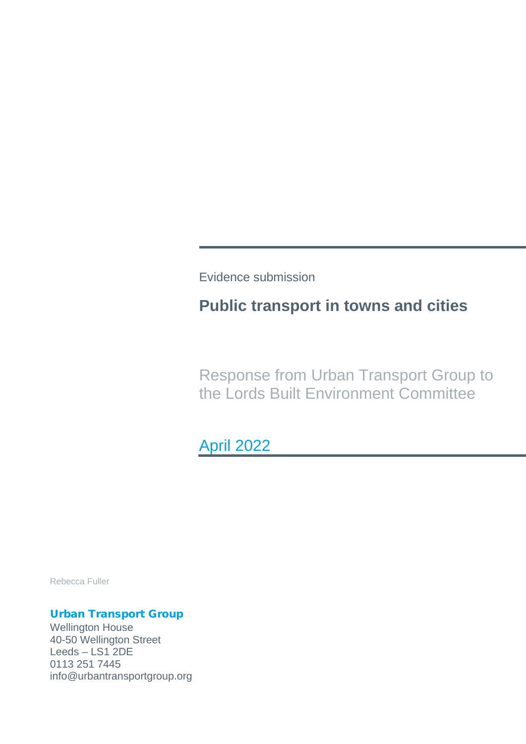Evidence submission

# Public transport in towns and cities

Response from Urban Transport Group to the Lords Built Environment Committee

April 2022

Rebecca Fuller

**Urban Transport Group**
Wellington House
40-50 Wellington Street
Leeds – LS1 2DE
0113 251 7445
info@urbantransportgroup.org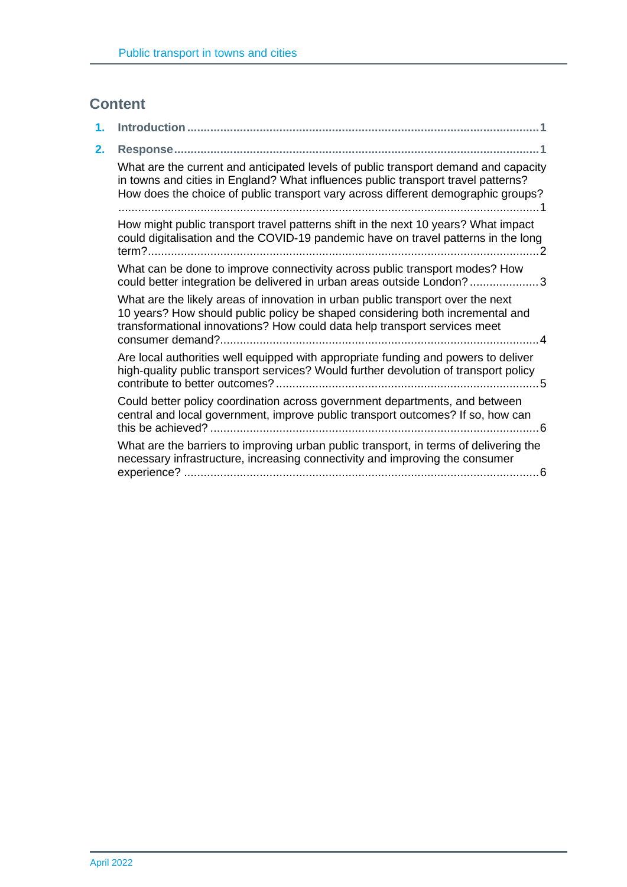## Content

1. **Introduction** ........ 1
2. **Response** ........ 1

   What are the current and anticipated levels of public transport demand and capacity in towns and cities in England? What influences public transport travel patterns? How does the choice of public transport vary across different demographic groups? ........ 1

   How might public transport travel patterns shift in the next 10 years? What impact could digitalisation and the COVID-19 pandemic have on travel patterns in the long term? ........ 2

   What can be done to improve connectivity across public transport modes? How could better integration be delivered in urban areas outside London? ........ 3

   What are the likely areas of innovation in urban public transport over the next 10 years? How should public policy be shaped considering both incremental and transformational innovations? How could data help transport services meet consumer demand? ........ 4

   Are local authorities well equipped with appropriate funding and powers to deliver high-quality public transport services? Would further devolution of transport policy contribute to better outcomes? ........ 5

   Could better policy coordination across government departments, and between central and local government, improve public transport outcomes? If so, how can this be achieved? ........ 6

   What are the barriers to improving urban public transport, in terms of delivering the necessary infrastructure, increasing connectivity and improving the consumer experience? ........ 6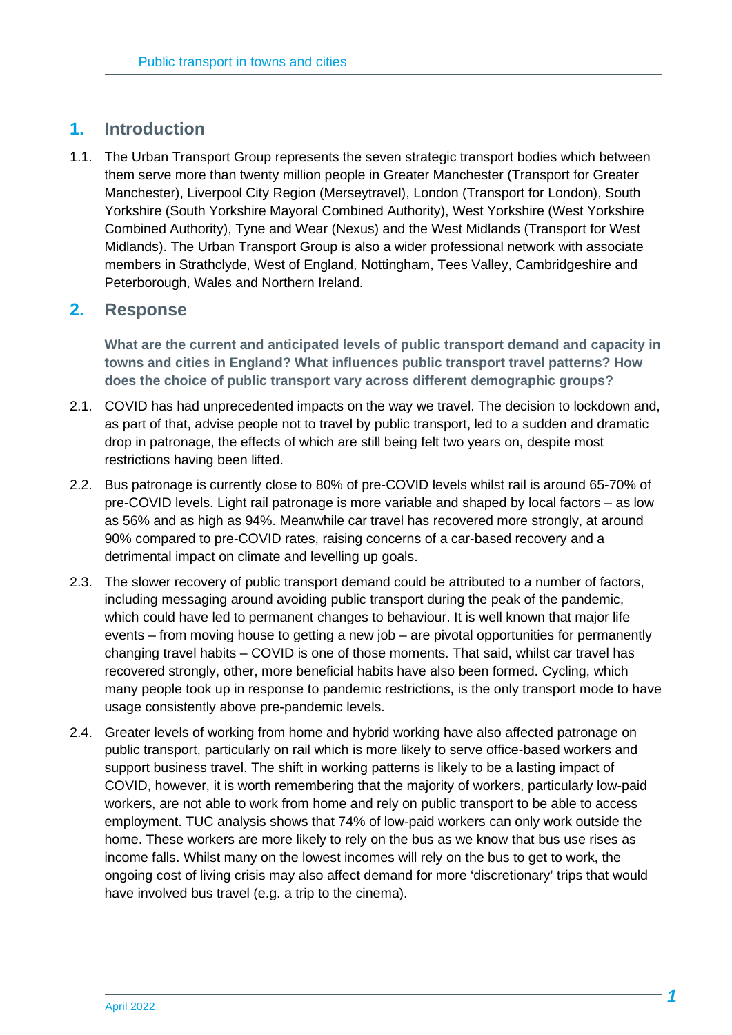## 1. Introduction

1.1. The Urban Transport Group represents the seven strategic transport bodies which between them serve more than twenty million people in Greater Manchester (Transport for Greater Manchester), Liverpool City Region (Merseytravel), London (Transport for London), South Yorkshire (South Yorkshire Mayoral Combined Authority), West Yorkshire (West Yorkshire Combined Authority), Tyne and Wear (Nexus) and the West Midlands (Transport for West Midlands). The Urban Transport Group is also a wider professional network with associate members in Strathclyde, West of England, Nottingham, Tees Valley, Cambridgeshire and Peterborough, Wales and Northern Ireland.

## 2. Response

**What are the current and anticipated levels of public transport demand and capacity in towns and cities in England? What influences public transport travel patterns? How does the choice of public transport vary across different demographic groups?**

2.1. COVID has had unprecedented impacts on the way we travel. The decision to lockdown and, as part of that, advise people not to travel by public transport, led to a sudden and dramatic drop in patronage, the effects of which are still being felt two years on, despite most restrictions having been lifted.

2.2. Bus patronage is currently close to 80% of pre-COVID levels whilst rail is around 65-70% of pre-COVID levels. Light rail patronage is more variable and shaped by local factors – as low as 56% and as high as 94%. Meanwhile car travel has recovered more strongly, at around 90% compared to pre-COVID rates, raising concerns of a car-based recovery and a detrimental impact on climate and levelling up goals.

2.3. The slower recovery of public transport demand could be attributed to a number of factors, including messaging around avoiding public transport during the peak of the pandemic, which could have led to permanent changes to behaviour. It is well known that major life events – from moving house to getting a new job – are pivotal opportunities for permanently changing travel habits – COVID is one of those moments. That said, whilst car travel has recovered strongly, other, more beneficial habits have also been formed. Cycling, which many people took up in response to pandemic restrictions, is the only transport mode to have usage consistently above pre-pandemic levels.

2.4. Greater levels of working from home and hybrid working have also affected patronage on public transport, particularly on rail which is more likely to serve office-based workers and support business travel. The shift in working patterns is likely to be a lasting impact of COVID, however, it is worth remembering that the majority of workers, particularly low-paid workers, are not able to work from home and rely on public transport to be able to access employment. TUC analysis shows that 74% of low-paid workers can only work outside the home. These workers are more likely to rely on the bus as we know that bus use rises as income falls. Whilst many on the lowest incomes will rely on the bus to get to work, the ongoing cost of living crisis may also affect demand for more 'discretionary' trips that would have involved bus travel (e.g. a trip to the cinema).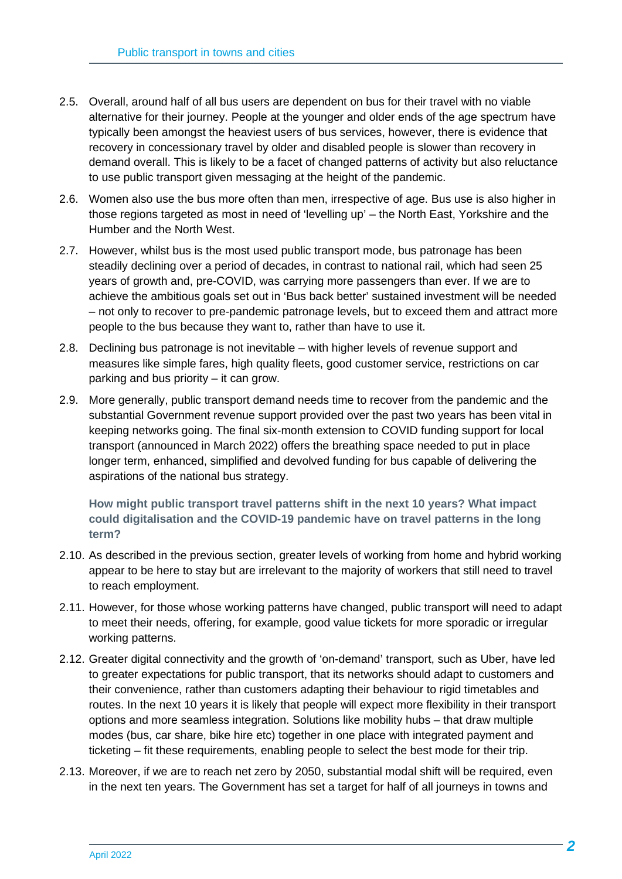2.5. Overall, around half of all bus users are dependent on bus for their travel with no viable alternative for their journey. People at the younger and older ends of the age spectrum have typically been amongst the heaviest users of bus services, however, there is evidence that recovery in concessionary travel by older and disabled people is slower than recovery in demand overall. This is likely to be a facet of changed patterns of activity but also reluctance to use public transport given messaging at the height of the pandemic.

2.6. Women also use the bus more often than men, irrespective of age. Bus use is also higher in those regions targeted as most in need of 'levelling up' – the North East, Yorkshire and the Humber and the North West.

2.7. However, whilst bus is the most used public transport mode, bus patronage has been steadily declining over a period of decades, in contrast to national rail, which had seen 25 years of growth and, pre-COVID, was carrying more passengers than ever. If we are to achieve the ambitious goals set out in 'Bus back better' sustained investment will be needed – not only to recover to pre-pandemic patronage levels, but to exceed them and attract more people to the bus because they want to, rather than have to use it.

2.8. Declining bus patronage is not inevitable – with higher levels of revenue support and measures like simple fares, high quality fleets, good customer service, restrictions on car parking and bus priority – it can grow.

2.9. More generally, public transport demand needs time to recover from the pandemic and the substantial Government revenue support provided over the past two years has been vital in keeping networks going. The final six-month extension to COVID funding support for local transport (announced in March 2022) offers the breathing space needed to put in place longer term, enhanced, simplified and devolved funding for bus capable of delivering the aspirations of the national bus strategy.

**How might public transport travel patterns shift in the next 10 years? What impact could digitalisation and the COVID-19 pandemic have on travel patterns in the long term?**

2.10. As described in the previous section, greater levels of working from home and hybrid working appear to be here to stay but are irrelevant to the majority of workers that still need to travel to reach employment.

2.11. However, for those whose working patterns have changed, public transport will need to adapt to meet their needs, offering, for example, good value tickets for more sporadic or irregular working patterns.

2.12. Greater digital connectivity and the growth of 'on-demand' transport, such as Uber, have led to greater expectations for public transport, that its networks should adapt to customers and their convenience, rather than customers adapting their behaviour to rigid timetables and routes. In the next 10 years it is likely that people will expect more flexibility in their transport options and more seamless integration. Solutions like mobility hubs – that draw multiple modes (bus, car share, bike hire etc) together in one place with integrated payment and ticketing – fit these requirements, enabling people to select the best mode for their trip.

2.13. Moreover, if we are to reach net zero by 2050, substantial modal shift will be required, even in the next ten years. The Government has set a target for half of all journeys in towns and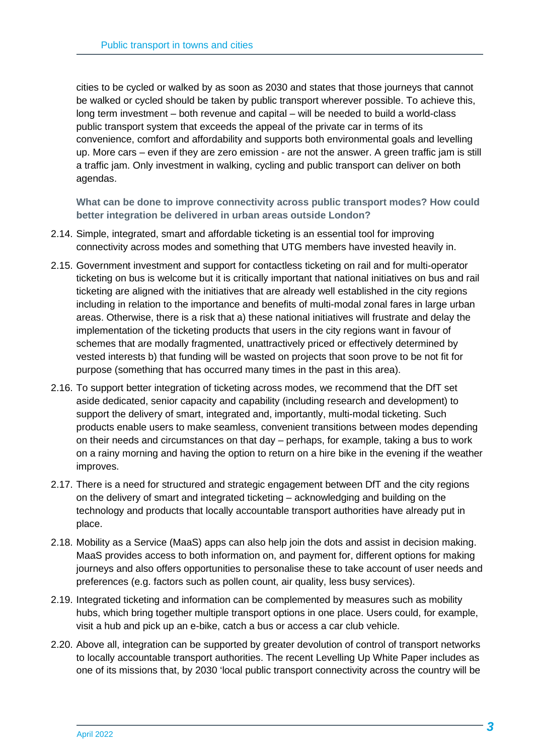cities to be cycled or walked by as soon as 2030 and states that those journeys that cannot be walked or cycled should be taken by public transport wherever possible. To achieve this, long term investment – both revenue and capital – will be needed to build a world-class public transport system that exceeds the appeal of the private car in terms of its convenience, comfort and affordability and supports both environmental goals and levelling up. More cars – even if they are zero emission - are not the answer. A green traffic jam is still a traffic jam. Only investment in walking, cycling and public transport can deliver on both agendas.

**What can be done to improve connectivity across public transport modes? How could better integration be delivered in urban areas outside London?**

2.14. Simple, integrated, smart and affordable ticketing is an essential tool for improving connectivity across modes and something that UTG members have invested heavily in.

2.15. Government investment and support for contactless ticketing on rail and for multi-operator ticketing on bus is welcome but it is critically important that national initiatives on bus and rail ticketing are aligned with the initiatives that are already well established in the city regions including in relation to the importance and benefits of multi-modal zonal fares in large urban areas. Otherwise, there is a risk that a) these national initiatives will frustrate and delay the implementation of the ticketing products that users in the city regions want in favour of schemes that are modally fragmented, unattractively priced or effectively determined by vested interests b) that funding will be wasted on projects that soon prove to be not fit for purpose (something that has occurred many times in the past in this area).

2.16. To support better integration of ticketing across modes, we recommend that the DfT set aside dedicated, senior capacity and capability (including research and development) to support the delivery of smart, integrated and, importantly, multi-modal ticketing. Such products enable users to make seamless, convenient transitions between modes depending on their needs and circumstances on that day – perhaps, for example, taking a bus to work on a rainy morning and having the option to return on a hire bike in the evening if the weather improves.

2.17. There is a need for structured and strategic engagement between DfT and the city regions on the delivery of smart and integrated ticketing – acknowledging and building on the technology and products that locally accountable transport authorities have already put in place.

2.18. Mobility as a Service (MaaS) apps can also help join the dots and assist in decision making. MaaS provides access to both information on, and payment for, different options for making journeys and also offers opportunities to personalise these to take account of user needs and preferences (e.g. factors such as pollen count, air quality, less busy services).

2.19. Integrated ticketing and information can be complemented by measures such as mobility hubs, which bring together multiple transport options in one place. Users could, for example, visit a hub and pick up an e-bike, catch a bus or access a car club vehicle.

2.20. Above all, integration can be supported by greater devolution of control of transport networks to locally accountable transport authorities. The recent Levelling Up White Paper includes as one of its missions that, by 2030 'local public transport connectivity across the country will be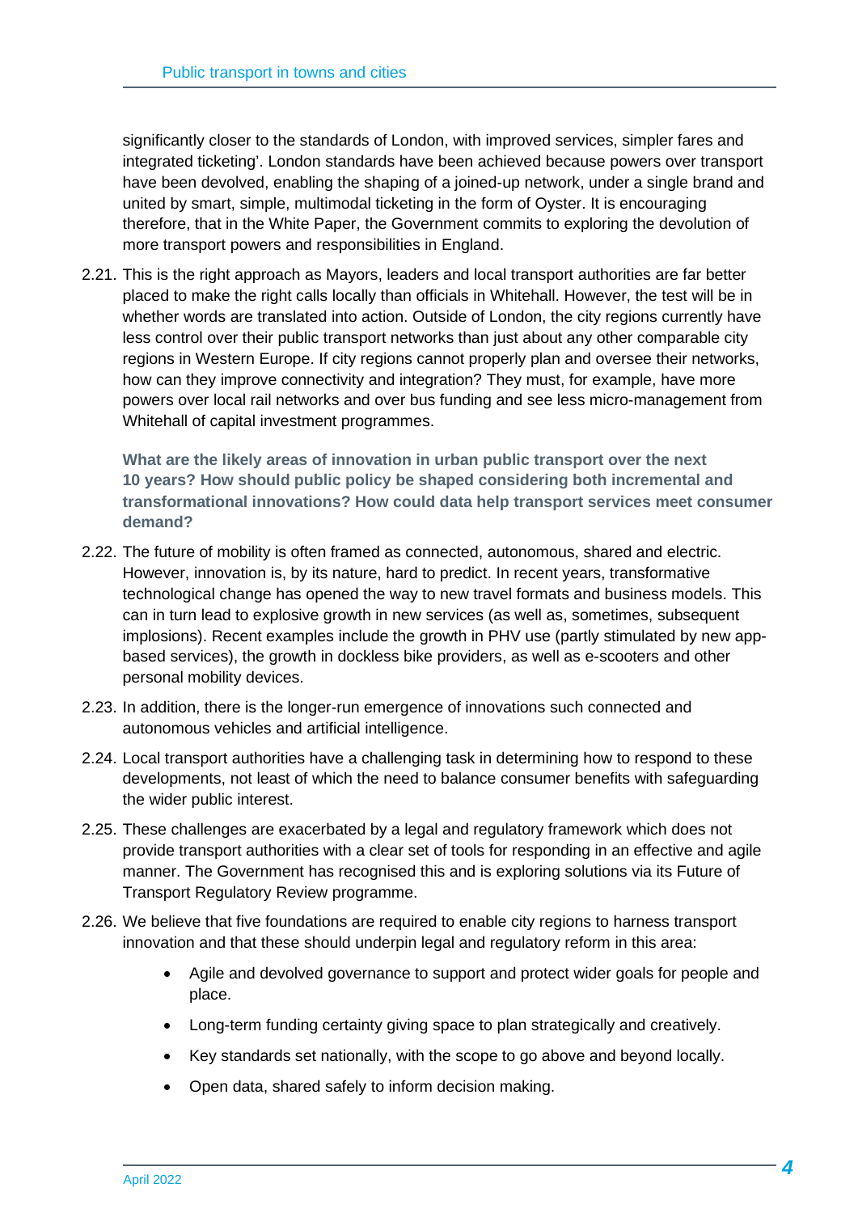significantly closer to the standards of London, with improved services, simpler fares and integrated ticketing'. London standards have been achieved because powers over transport have been devolved, enabling the shaping of a joined-up network, under a single brand and united by smart, simple, multimodal ticketing in the form of Oyster. It is encouraging therefore, that in the White Paper, the Government commits to exploring the devolution of more transport powers and responsibilities in England.

2.21. This is the right approach as Mayors, leaders and local transport authorities are far better placed to make the right calls locally than officials in Whitehall. However, the test will be in whether words are translated into action. Outside of London, the city regions currently have less control over their public transport networks than just about any other comparable city regions in Western Europe. If city regions cannot properly plan and oversee their networks, how can they improve connectivity and integration? They must, for example, have more powers over local rail networks and over bus funding and see less micro-management from Whitehall of capital investment programmes.

**What are the likely areas of innovation in urban public transport over the next 10 years? How should public policy be shaped considering both incremental and transformational innovations? How could data help transport services meet consumer demand?**

2.22. The future of mobility is often framed as connected, autonomous, shared and electric. However, innovation is, by its nature, hard to predict. In recent years, transformative technological change has opened the way to new travel formats and business models. This can in turn lead to explosive growth in new services (as well as, sometimes, subsequent implosions). Recent examples include the growth in PHV use (partly stimulated by new app-based services), the growth in dockless bike providers, as well as e-scooters and other personal mobility devices.

2.23. In addition, there is the longer-run emergence of innovations such connected and autonomous vehicles and artificial intelligence.

2.24. Local transport authorities have a challenging task in determining how to respond to these developments, not least of which the need to balance consumer benefits with safeguarding the wider public interest.

2.25. These challenges are exacerbated by a legal and regulatory framework which does not provide transport authorities with a clear set of tools for responding in an effective and agile manner. The Government has recognised this and is exploring solutions via its Future of Transport Regulatory Review programme.

2.26. We believe that five foundations are required to enable city regions to harness transport innovation and that these should underpin legal and regulatory reform in this area:

- Agile and devolved governance to support and protect wider goals for people and place.
- Long-term funding certainty giving space to plan strategically and creatively.
- Key standards set nationally, with the scope to go above and beyond locally.
- Open data, shared safely to inform decision making.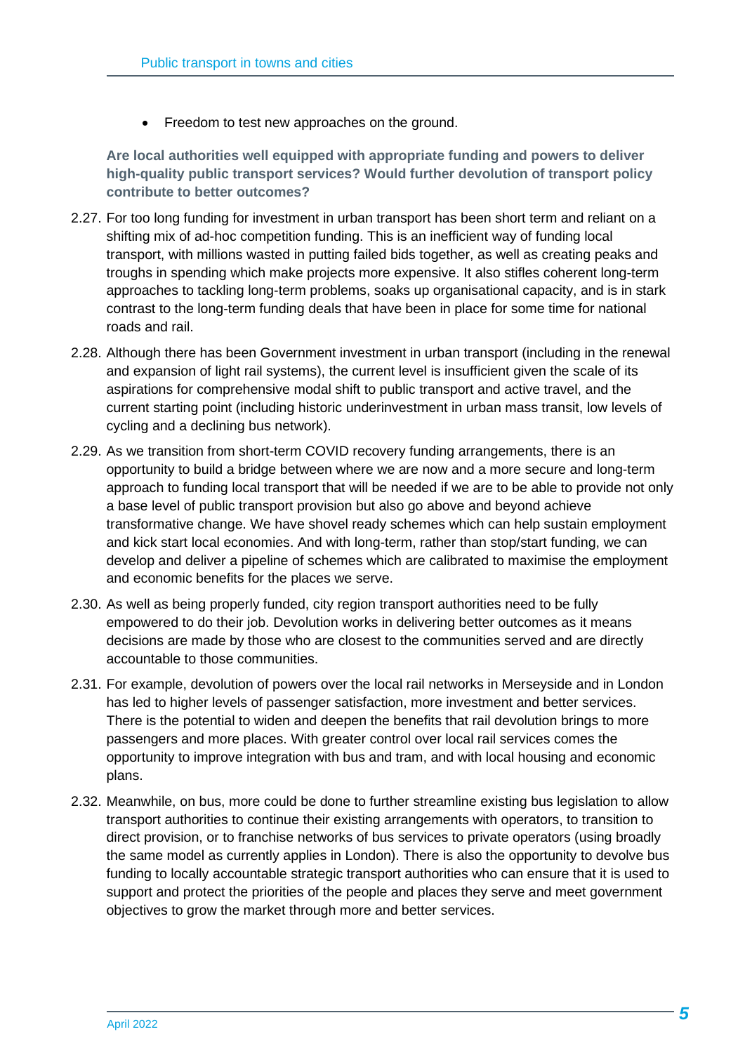- Freedom to test new approaches on the ground.

**Are local authorities well equipped with appropriate funding and powers to deliver high-quality public transport services? Would further devolution of transport policy contribute to better outcomes?**

2.27. For too long funding for investment in urban transport has been short term and reliant on a shifting mix of ad-hoc competition funding. This is an inefficient way of funding local transport, with millions wasted in putting failed bids together, as well as creating peaks and troughs in spending which make projects more expensive. It also stifles coherent long-term approaches to tackling long-term problems, soaks up organisational capacity, and is in stark contrast to the long-term funding deals that have been in place for some time for national roads and rail.

2.28. Although there has been Government investment in urban transport (including in the renewal and expansion of light rail systems), the current level is insufficient given the scale of its aspirations for comprehensive modal shift to public transport and active travel, and the current starting point (including historic underinvestment in urban mass transit, low levels of cycling and a declining bus network).

2.29. As we transition from short-term COVID recovery funding arrangements, there is an opportunity to build a bridge between where we are now and a more secure and long-term approach to funding local transport that will be needed if we are to be able to provide not only a base level of public transport provision but also go above and beyond achieve transformative change. We have shovel ready schemes which can help sustain employment and kick start local economies. And with long-term, rather than stop/start funding, we can develop and deliver a pipeline of schemes which are calibrated to maximise the employment and economic benefits for the places we serve.

2.30. As well as being properly funded, city region transport authorities need to be fully empowered to do their job. Devolution works in delivering better outcomes as it means decisions are made by those who are closest to the communities served and are directly accountable to those communities.

2.31. For example, devolution of powers over the local rail networks in Merseyside and in London has led to higher levels of passenger satisfaction, more investment and better services. There is the potential to widen and deepen the benefits that rail devolution brings to more passengers and more places. With greater control over local rail services comes the opportunity to improve integration with bus and tram, and with local housing and economic plans.

2.32. Meanwhile, on bus, more could be done to further streamline existing bus legislation to allow transport authorities to continue their existing arrangements with operators, to transition to direct provision, or to franchise networks of bus services to private operators (using broadly the same model as currently applies in London). There is also the opportunity to devolve bus funding to locally accountable strategic transport authorities who can ensure that it is used to support and protect the priorities of the people and places they serve and meet government objectives to grow the market through more and better services.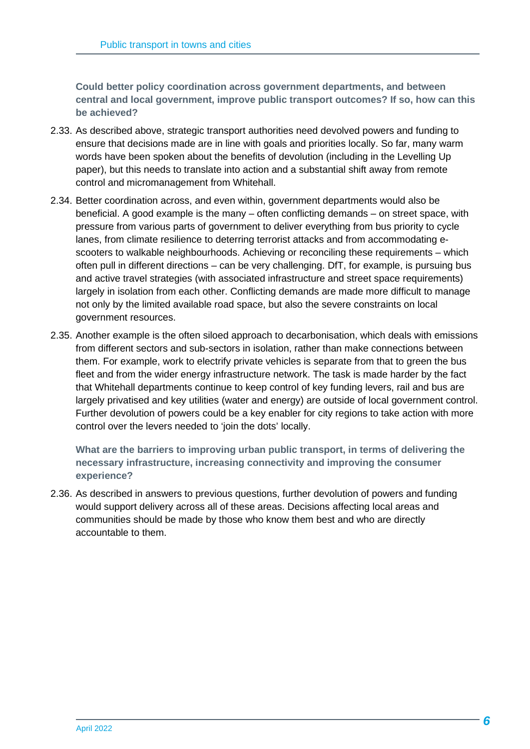**Could better policy coordination across government departments, and between central and local government, improve public transport outcomes? If so, how can this be achieved?**

2.33. As described above, strategic transport authorities need devolved powers and funding to ensure that decisions made are in line with goals and priorities locally. So far, many warm words have been spoken about the benefits of devolution (including in the Levelling Up paper), but this needs to translate into action and a substantial shift away from remote control and micromanagement from Whitehall.

2.34. Better coordination across, and even within, government departments would also be beneficial. A good example is the many – often conflicting demands – on street space, with pressure from various parts of government to deliver everything from bus priority to cycle lanes, from climate resilience to deterring terrorist attacks and from accommodating e-scooters to walkable neighbourhoods. Achieving or reconciling these requirements – which often pull in different directions – can be very challenging. DfT, for example, is pursuing bus and active travel strategies (with associated infrastructure and street space requirements) largely in isolation from each other. Conflicting demands are made more difficult to manage not only by the limited available road space, but also the severe constraints on local government resources.

2.35. Another example is the often siloed approach to decarbonisation, which deals with emissions from different sectors and sub-sectors in isolation, rather than make connections between them. For example, work to electrify private vehicles is separate from that to green the bus fleet and from the wider energy infrastructure network. The task is made harder by the fact that Whitehall departments continue to keep control of key funding levers, rail and bus are largely privatised and key utilities (water and energy) are outside of local government control. Further devolution of powers could be a key enabler for city regions to take action with more control over the levers needed to 'join the dots' locally.

**What are the barriers to improving urban public transport, in terms of delivering the necessary infrastructure, increasing connectivity and improving the consumer experience?**

2.36. As described in answers to previous questions, further devolution of powers and funding would support delivery across all of these areas. Decisions affecting local areas and communities should be made by those who know them best and who are directly accountable to them.